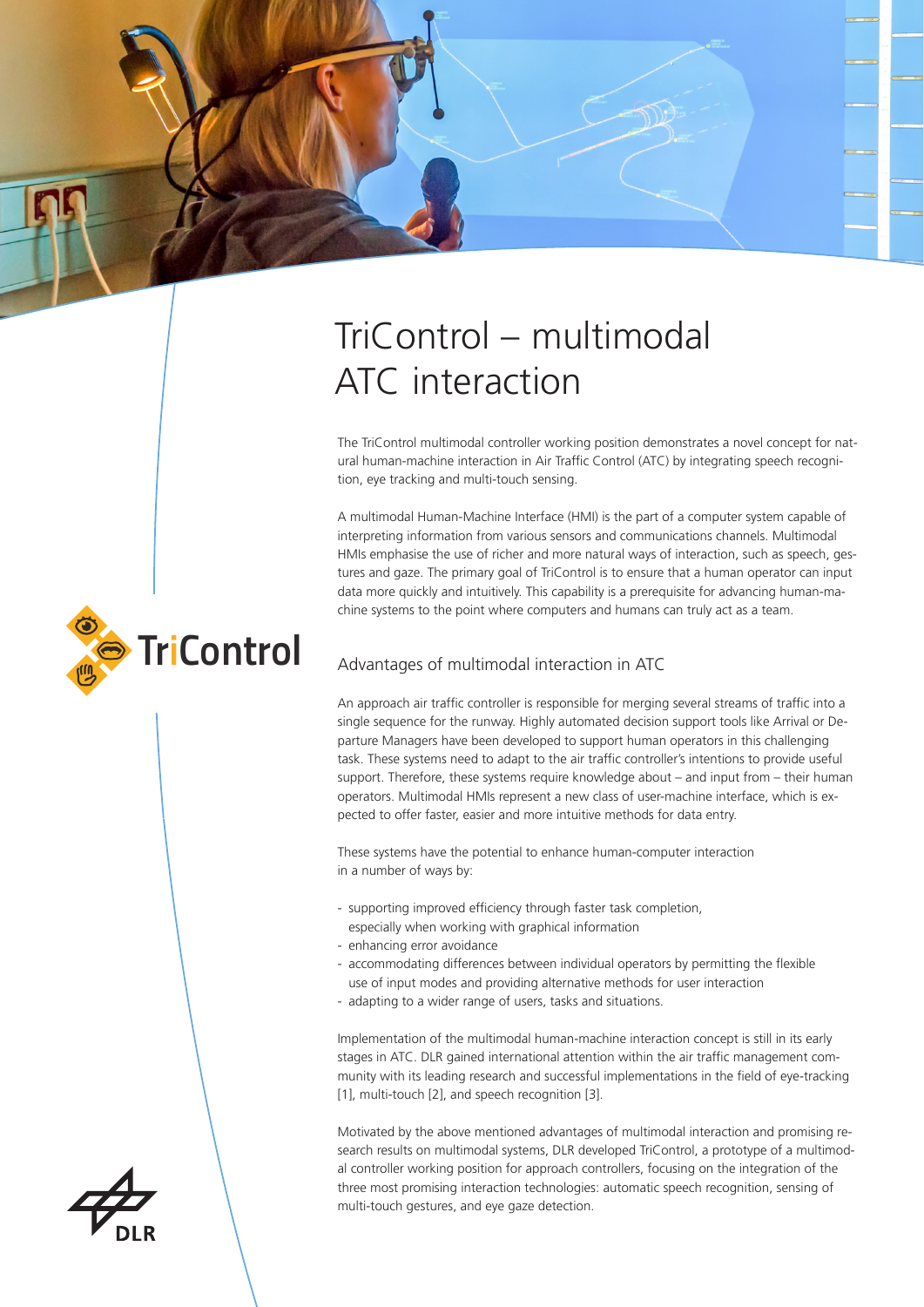# TriControl – multimodal ATC interaction

The TriControl multimodal controller working position demonstrates a novel concept for natural human-machine interaction in Air Traffic Control (ATC) by integrating speech recognition, eye tracking and multi-touch sensing.

A multimodal Human-Machine Interface (HMI) is the part of a computer system capable of interpreting information from various sensors and communications channels. Multimodal HMIs emphasise the use of richer and more natural ways of interaction, such as speech, gestures and gaze. The primary goal of TriControl is to ensure that a human operator can input data more quickly and intuitively. This capability is a prerequisite for advancing human-machine systems to the point where computers and humans can truly act as a team.

TriControl

## Advantages of multimodal interaction in ATC

An approach air traffic controller is responsible for merging several streams of traffic into a single sequence for the runway. Highly automated decision support tools like Arrival or Departure Managers have been developed to support human operators in this challenging task. These systems need to adapt to the air traffic controller's intentions to provide useful support. Therefore, these systems require knowledge about – and input from – their human operators. Multimodal HMIs represent a new class of user-machine interface, which is expected to offer faster, easier and more intuitive methods for data entry.

These systems have the potential to enhance human-computer interaction in a number of ways by:

- supporting improved efficiency through faster task completion, especially when working with graphical information
- enhancing error avoidance
- accommodating differences between individual operators by permitting the flexible use of input modes and providing alternative methods for user interaction
- adapting to a wider range of users, tasks and situations.

Implementation of the multimodal human-machine interaction concept is still in its early stages in ATC. DLR gained international attention within the air traffic management community with its leading research and successful implementations in the field of eye-tracking [1], multi-touch [2], and speech recognition [3].

Motivated by the above mentioned advantages of multimodal interaction and promising research results on multimodal systems, DLR developed TriControl, a prototype of a multimodal controller working position for approach controllers, focusing on the integration of the three most promising interaction technologies: automatic speech recognition, sensing of multi-touch gestures, and eye gaze detection.

DLR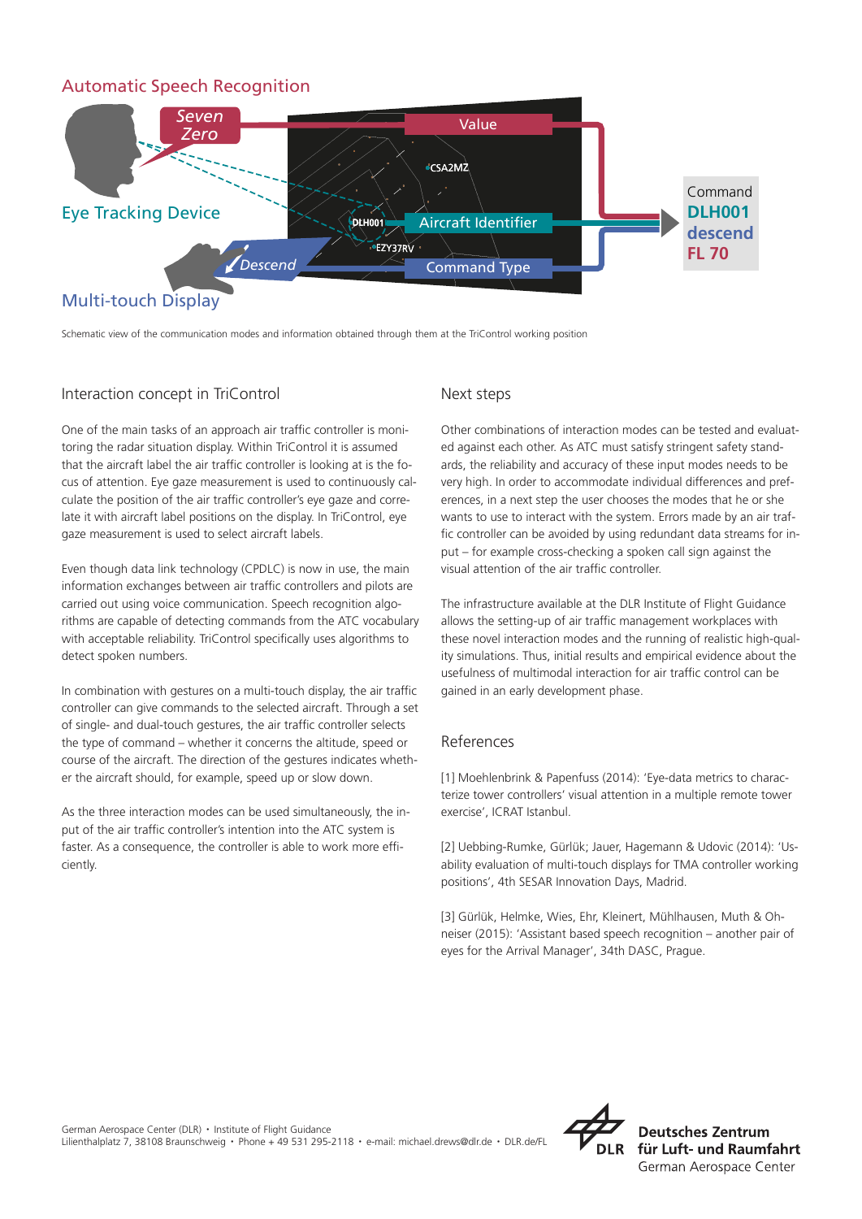Automatic Speech Recognition

Seven Zero

Value

CSA2MZ

Eye Tracking Device

DLH001

Aircraft Identifier

EZY37RV

Descend

Command Type

Multi-touch Display

Command
**DLH001**
**descend**
**FL 70**

Schematic view of the communication modes and information obtained through them at the TriControl working position

## Interaction concept in TriControl

One of the main tasks of an approach air traffic controller is monitoring the radar situation display. Within TriControl it is assumed that the aircraft label the air traffic controller is looking at is the focus of attention. Eye gaze measurement is used to continuously calculate the position of the air traffic controller's eye gaze and correlate it with aircraft label positions on the display. In TriControl, eye gaze measurement is used to select aircraft labels.

Even though data link technology (CPDLC) is now in use, the main information exchanges between air traffic controllers and pilots are carried out using voice communication. Speech recognition algorithms are capable of detecting commands from the ATC vocabulary with acceptable reliability. TriControl specifically uses algorithms to detect spoken numbers.

In combination with gestures on a multi-touch display, the air traffic controller can give commands to the selected aircraft. Through a set of single- and dual-touch gestures, the air traffic controller selects the type of command – whether it concerns the altitude, speed or course of the aircraft. The direction of the gestures indicates whether the aircraft should, for example, speed up or slow down.

As the three interaction modes can be used simultaneously, the input of the air traffic controller's intention into the ATC system is faster. As a consequence, the controller is able to work more efficiently.

## Next steps

Other combinations of interaction modes can be tested and evaluated against each other. As ATC must satisfy stringent safety standards, the reliability and accuracy of these input modes needs to be very high. In order to accommodate individual differences and preferences, in a next step the user chooses the modes that he or she wants to use to interact with the system. Errors made by an air traffic controller can be avoided by using redundant data streams for input – for example cross-checking a spoken call sign against the visual attention of the air traffic controller.

The infrastructure available at the DLR Institute of Flight Guidance allows the setting-up of air traffic management workplaces with these novel interaction modes and the running of realistic high-quality simulations. Thus, initial results and empirical evidence about the usefulness of multimodal interaction for air traffic control can be gained in an early development phase.

## References

[1] Moehlenbrink & Papenfuss (2014): 'Eye-data metrics to characterize tower controllers' visual attention in a multiple remote tower exercise', ICRAT Istanbul.

[2] Uebbing-Rumke, Gürlük; Jauer, Hagemann & Udovic (2014): 'Usability evaluation of multi-touch displays for TMA controller working positions', 4th SESAR Innovation Days, Madrid.

[3] Gürlük, Helmke, Wies, Ehr, Kleinert, Mühlhausen, Muth & Ohneiser (2015): 'Assistant based speech recognition – another pair of eyes for the Arrival Manager', 34th DASC, Prague.

German Aerospace Center (DLR) • Institute of Flight Guidance
Lilienthalplatz 7, 38108 Braunschweig • Phone + 49 531 295-2118 • e-mail: michael.drews@dlr.de • DLR.de/FL

**Deutsches Zentrum für Luft- und Raumfahrt**
German Aerospace Center